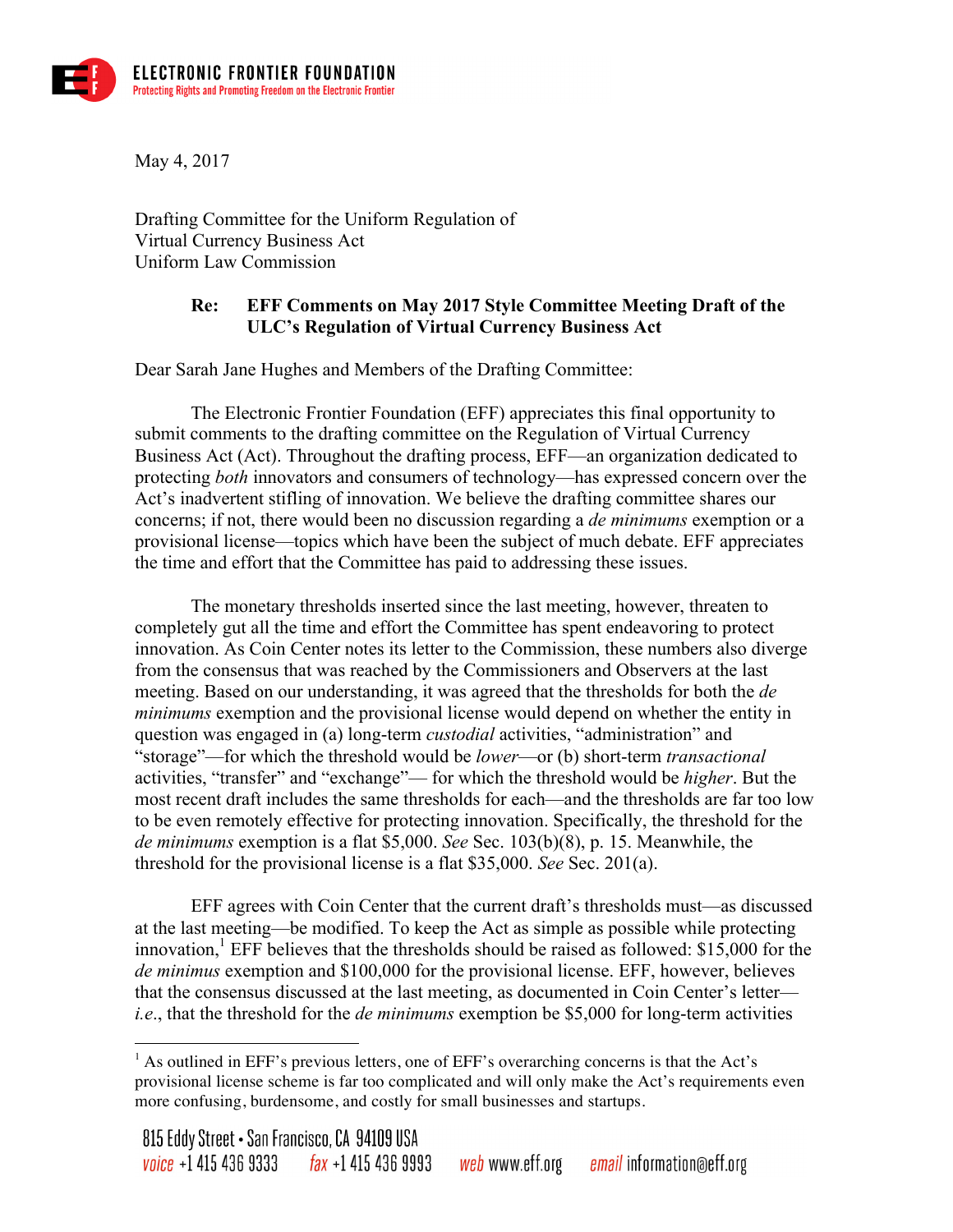**ELECTRONIC FRONTIER FOUNDATION**
Protecting Rights and Promoting Freedom on the Electronic Frontier

May 4, 2017

Drafting Committee for the Uniform Regulation of
Virtual Currency Business Act
Uniform Law Commission

**Re: EFF Comments on May 2017 Style Committee Meeting Draft of the ULC's Regulation of Virtual Currency Business Act**

Dear Sarah Jane Hughes and Members of the Drafting Committee:

The Electronic Frontier Foundation (EFF) appreciates this final opportunity to submit comments to the drafting committee on the Regulation of Virtual Currency Business Act (Act). Throughout the drafting process, EFF—an organization dedicated to protecting *both* innovators and consumers of technology—has expressed concern over the Act's inadvertent stifling of innovation. We believe the drafting committee shares our concerns; if not, there would been no discussion regarding a *de minimums* exemption or a provisional license—topics which have been the subject of much debate. EFF appreciates the time and effort that the Committee has paid to addressing these issues.

The monetary thresholds inserted since the last meeting, however, threaten to completely gut all the time and effort the Committee has spent endeavoring to protect innovation. As Coin Center notes its letter to the Commission, these numbers also diverge from the consensus that was reached by the Commissioners and Observers at the last meeting. Based on our understanding, it was agreed that the thresholds for both the *de minimums* exemption and the provisional license would depend on whether the entity in question was engaged in (a) long-term *custodial* activities, "administration" and "storage"—for which the threshold would be *lower*—or (b) short-term *transactional* activities, "transfer" and "exchange"— for which the threshold would be *higher*. But the most recent draft includes the same thresholds for each—and the thresholds are far too low to be even remotely effective for protecting innovation. Specifically, the threshold for the *de minimums* exemption is a flat $5,000. *See* Sec. 103(b)(8), p. 15. Meanwhile, the threshold for the provisional license is a flat $35,000. *See* Sec. 201(a).

EFF agrees with Coin Center that the current draft's thresholds must—as discussed at the last meeting—be modified. To keep the Act as simple as possible while protecting innovation,[1] EFF believes that the thresholds should be raised as followed: $15,000 for the *de minimus* exemption and $100,000 for the provisional license. EFF, however, believes that the consensus discussed at the last meeting, as documented in Coin Center's letter—*i.e.*, that the threshold for the *de minimums* exemption be $5,000 for long-term activities

[1] As outlined in EFF's previous letters, one of EFF's overarching concerns is that the Act's provisional license scheme is far too complicated and will only make the Act's requirements even more confusing, burdensome, and costly for small businesses and startups.

815 Eddy Street • San Francisco, CA 94109 USA
voice +1 415 436 9333 fax +1 415 436 9993 web www.eff.org email information@eff.org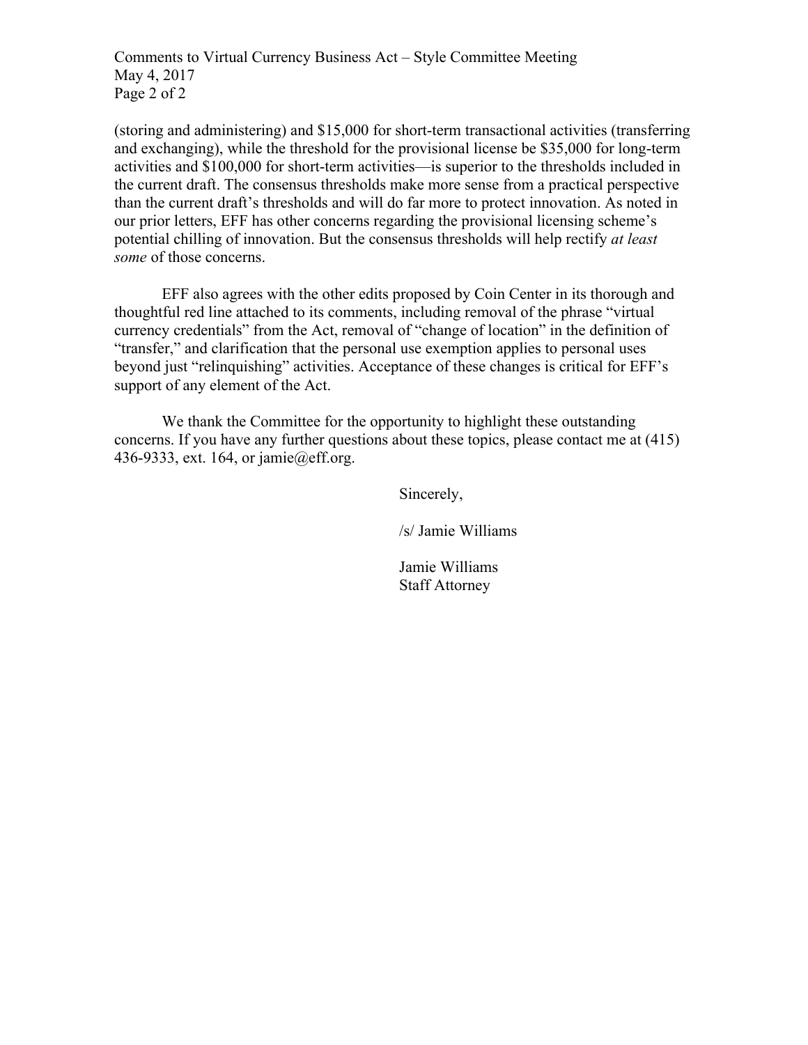(storing and administering) and $15,000 for short-term transactional activities (transferring and exchanging), while the threshold for the provisional license be $35,000 for long-term activities and $100,000 for short-term activities—is superior to the thresholds included in the current draft. The consensus thresholds make more sense from a practical perspective than the current draft's thresholds and will do far more to protect innovation. As noted in our prior letters, EFF has other concerns regarding the provisional licensing scheme's potential chilling of innovation. But the consensus thresholds will help rectify *at least some* of those concerns.

EFF also agrees with the other edits proposed by Coin Center in its thorough and thoughtful red line attached to its comments, including removal of the phrase "virtual currency credentials" from the Act, removal of "change of location" in the definition of "transfer," and clarification that the personal use exemption applies to personal uses beyond just "relinquishing" activities. Acceptance of these changes is critical for EFF's support of any element of the Act.

We thank the Committee for the opportunity to highlight these outstanding concerns. If you have any further questions about these topics, please contact me at (415) 436-9333, ext. 164, or jamie@eff.org.

Sincerely,

/s/ Jamie Williams

Jamie Williams
Staff Attorney